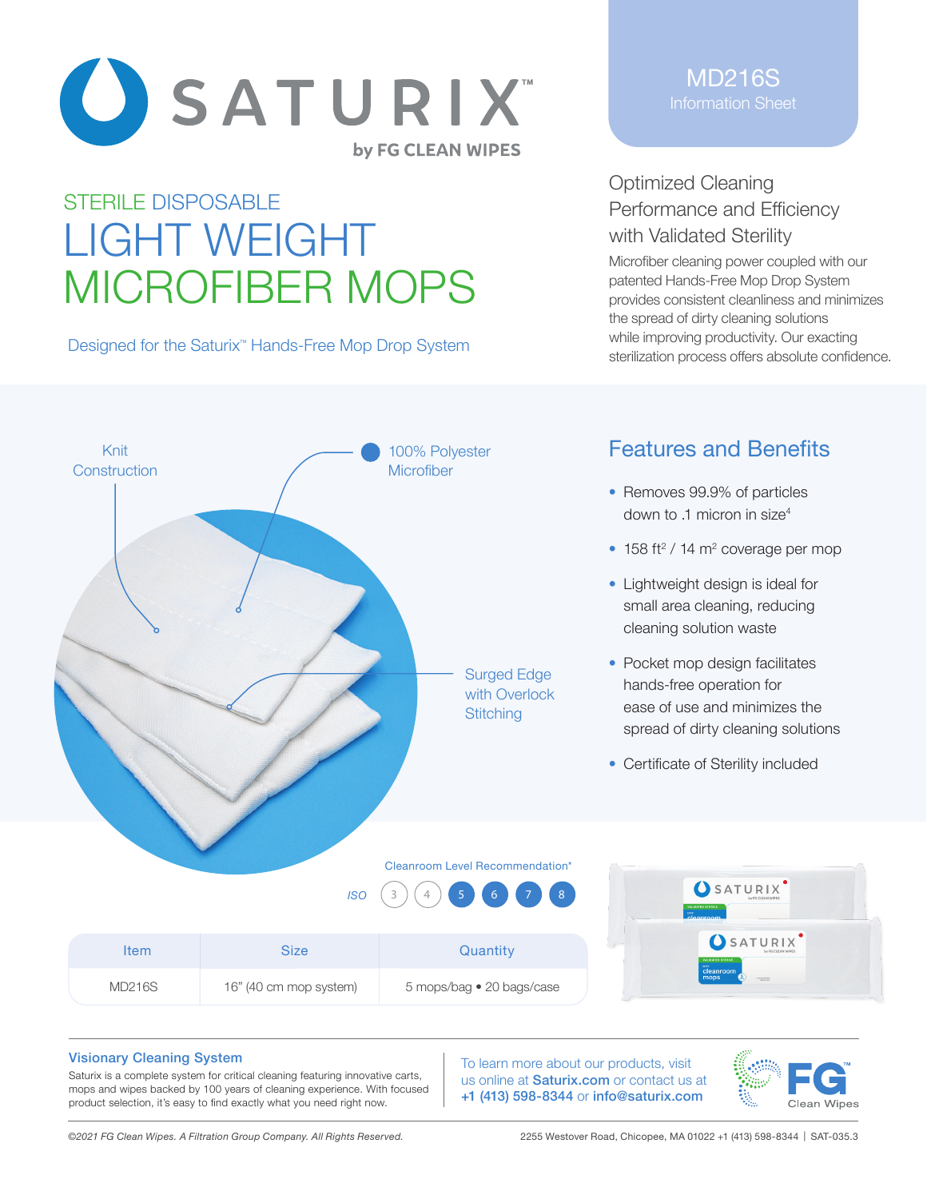# SATURIX™

by FG CLEAN WIPES

MD216S
Information Sheet

STERILE DISPOSABLE

# LIGHT WEIGHT MICROFIBER MOPS

Designed for the Saturix™ Hands-Free Mop Drop System

## Optimized Cleaning Performance and Efficiency with Validated Sterility

Microfiber cleaning power coupled with our patented Hands-Free Mop Drop System provides consistent cleanliness and minimizes the spread of dirty cleaning solutions while improving productivity. Our exacting sterilization process offers absolute confidence.

Knit Construction

100% Polyester Microfiber

Surged Edge with Overlock Stitching

## Features and Benefits

- Removes 99.9% of particles down to .1 micron in size[4]
- 158 ft$^2$ / 14 m$^2$ coverage per mop
- Lightweight design is ideal for small area cleaning, reducing cleaning solution waste
- Pocket mop design facilitates hands-free operation for ease of use and minimizes the spread of dirty cleaning solutions
- Certificate of Sterility included

Cleanroom Level Recommendation*

ISO 3 4 **5 6 7 8**

| Item | Size | Quantity |
|---|---|---|
| MD216S | 16" (40 cm mop system) | 5 mops/bag • 20 bags/case |

### Visionary Cleaning System

Saturix is a complete system for critical cleaning featuring innovative carts, mops and wipes backed by 100 years of cleaning experience. With focused product selection, it's easy to find exactly what you need right now.

To learn more about our products, visit us online at **Saturix.com** or contact us at **+1 (413) 598-8344** or **info@saturix.com**

FG™ Clean Wipes

*©2021 FG Clean Wipes. A Filtration Group Company. All Rights Reserved.*

2255 Westover Road, Chicopee, MA 01022 +1 (413) 598-8344 | SAT-035.3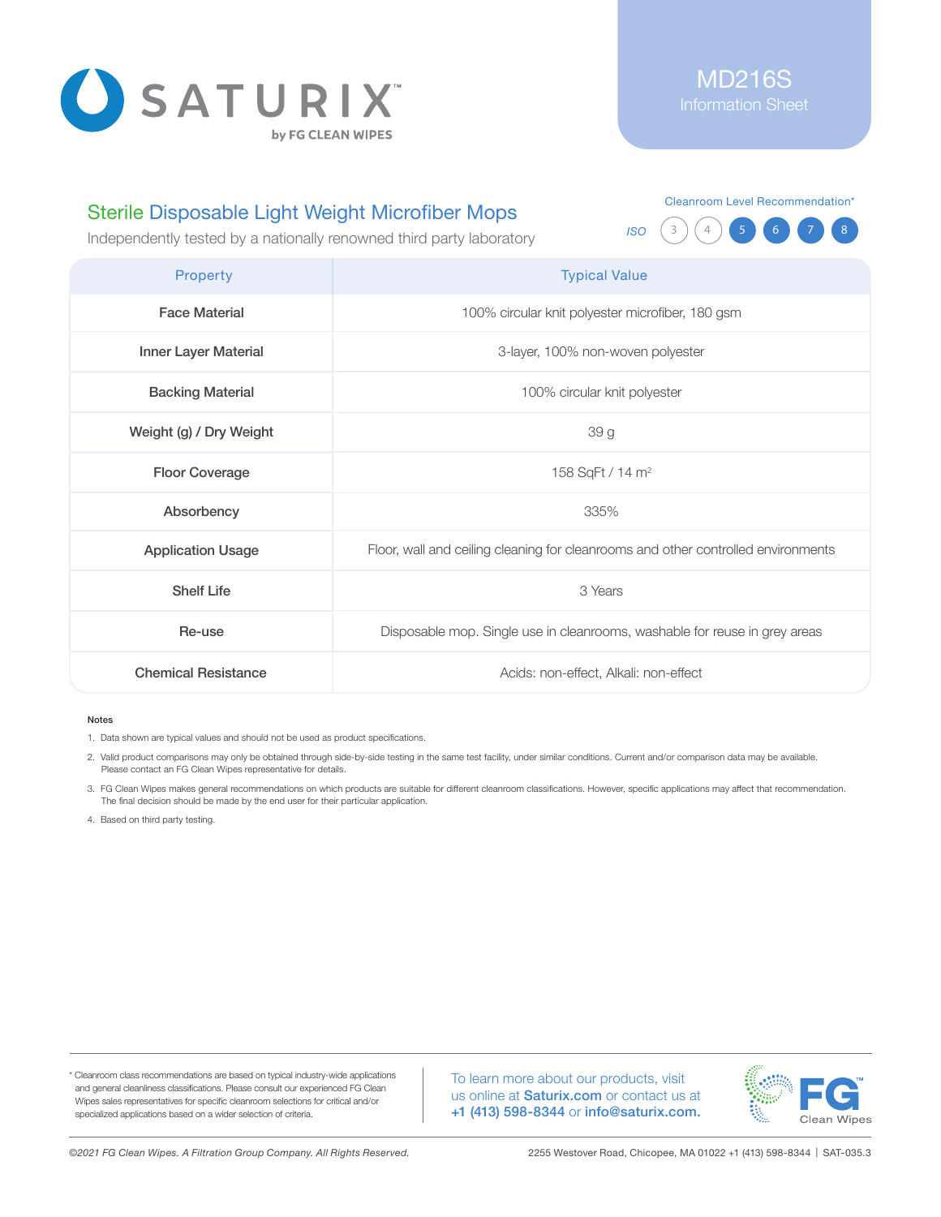# SATURIX

by FG CLEAN WIPES

**MD216S**
Information Sheet

## Sterile Disposable Light Weight Microfiber Mops

Independently tested by a nationally renowned third party laboratory

Cleanroom Level Recommendation*

ISO 3 4 **5** **6** **7** **8**

| Property | Typical Value |
|---|---|
| Face Material | 100% circular knit polyester microfiber, 180 gsm |
| Inner Layer Material | 3-layer, 100% non-woven polyester |
| Backing Material | 100% circular knit polyester |
| Weight (g) / Dry Weight | 39 g |
| Floor Coverage | 158 SqFt / 14 $m^2$ |
| Absorbency | 335% |
| Application Usage | Floor, wall and ceiling cleaning for cleanrooms and other controlled environments |
| Shelf Life | 3 Years |
| Re-use | Disposable mop. Single use in cleanrooms, washable for reuse in grey areas |
| Chemical Resistance | Acids: non-effect, Alkali: non-effect |

**Notes**

1. Data shown are typical values and should not be used as product specifications.
2. Valid product comparisons may only be obtained through side-by-side testing in the same test facility, under similar conditions. Current and/or comparison data may be available. Please contact an FG Clean Wipes representative for details.
3. FG Clean Wipes makes general recommendations on which products are suitable for different cleanroom classifications. However, specific applications may affect that recommendation. The final decision should be made by the end user for their particular application.
4. Based on third party testing.

* Cleanroom class recommendations are based on typical industry-wide applications and general cleanliness classifications. Please consult our experienced FG Clean Wipes sales representatives for specific cleanroom selections for critical and/or specialized applications based on a wider selection of criteria.

To learn more about our products, visit us online at **Saturix.com** or contact us at **+1 (413) 598-8344** or **info@saturix.com.**

FG Clean Wipes

*©2021 FG Clean Wipes. A Filtration Group Company. All Rights Reserved.*

2255 Westover Road, Chicopee, MA 01022 +1 (413) 598-8344 | SAT-035.3